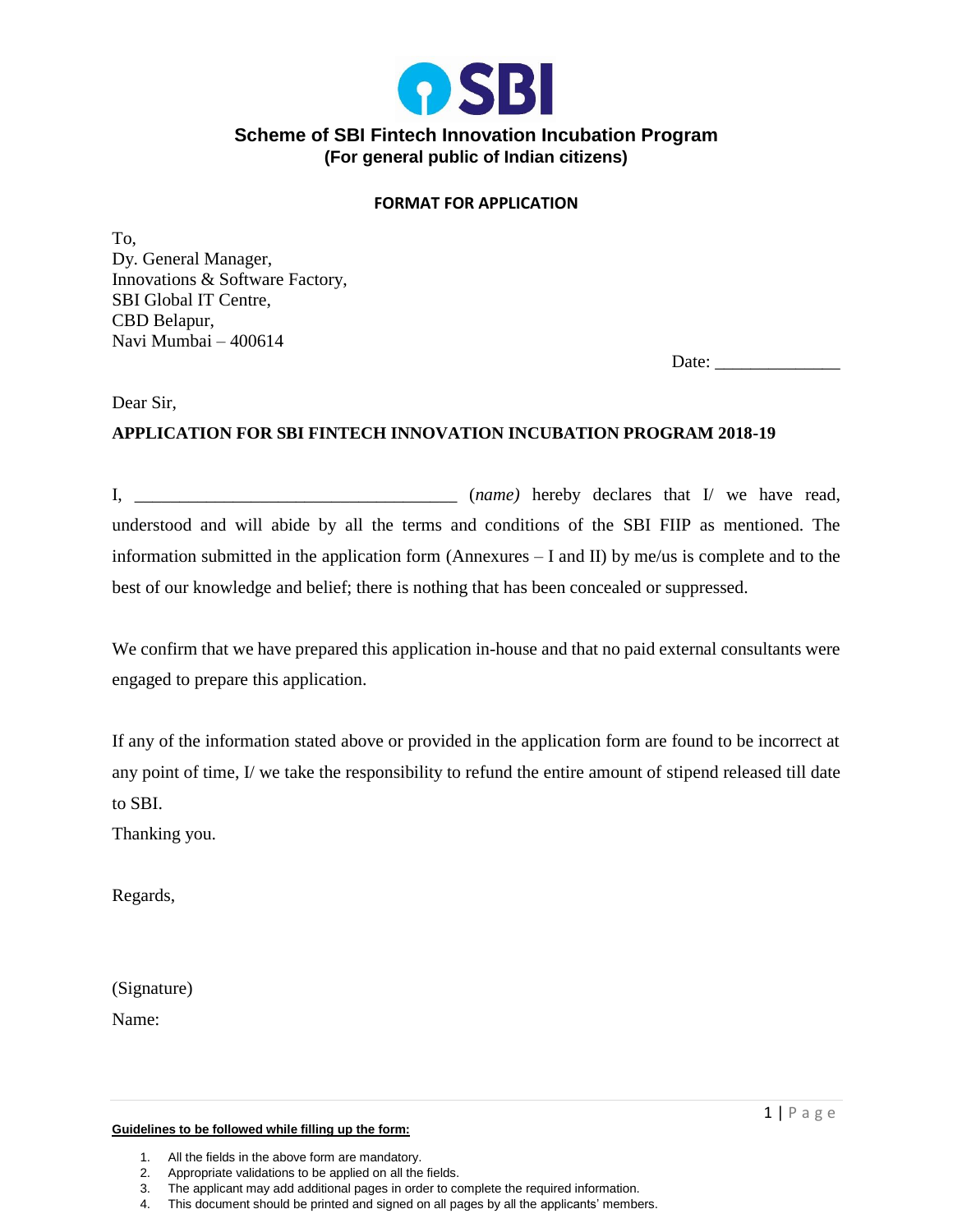# Scheme of SBI Fintech Innovation Incubation Program

**(For general public of Indian citizens)**

**FORMAT FOR APPLICATION**

To,
Dy. General Manager,
Innovations & Software Factory,
SBI Global IT Centre,
CBD Belapur,
Navi Mumbai – 400614

Date: ______________

Dear Sir,

**APPLICATION FOR SBI FINTECH INNOVATION INCUBATION PROGRAM 2018-19**

I, ____________________________________ (*name*) hereby declares that I/ we have read, understood and will abide by all the terms and conditions of the SBI FIIP as mentioned. The information submitted in the application form (Annexures – I and II) by me/us is complete and to the best of our knowledge and belief; there is nothing that has been concealed or suppressed.

We confirm that we have prepared this application in-house and that no paid external consultants were engaged to prepare this application.

If any of the information stated above or provided in the application form are found to be incorrect at any point of time, I/ we take the responsibility to refund the entire amount of stipend released till date to SBI.

Thanking you.

Regards,

(Signature)

Name:

**Guidelines to be followed while filling up the form:**

1. All the fields in the above form are mandatory.
2. Appropriate validations to be applied on all the fields.
3. The applicant may add additional pages in order to complete the required information.
4. This document should be printed and signed on all pages by all the applicants' members.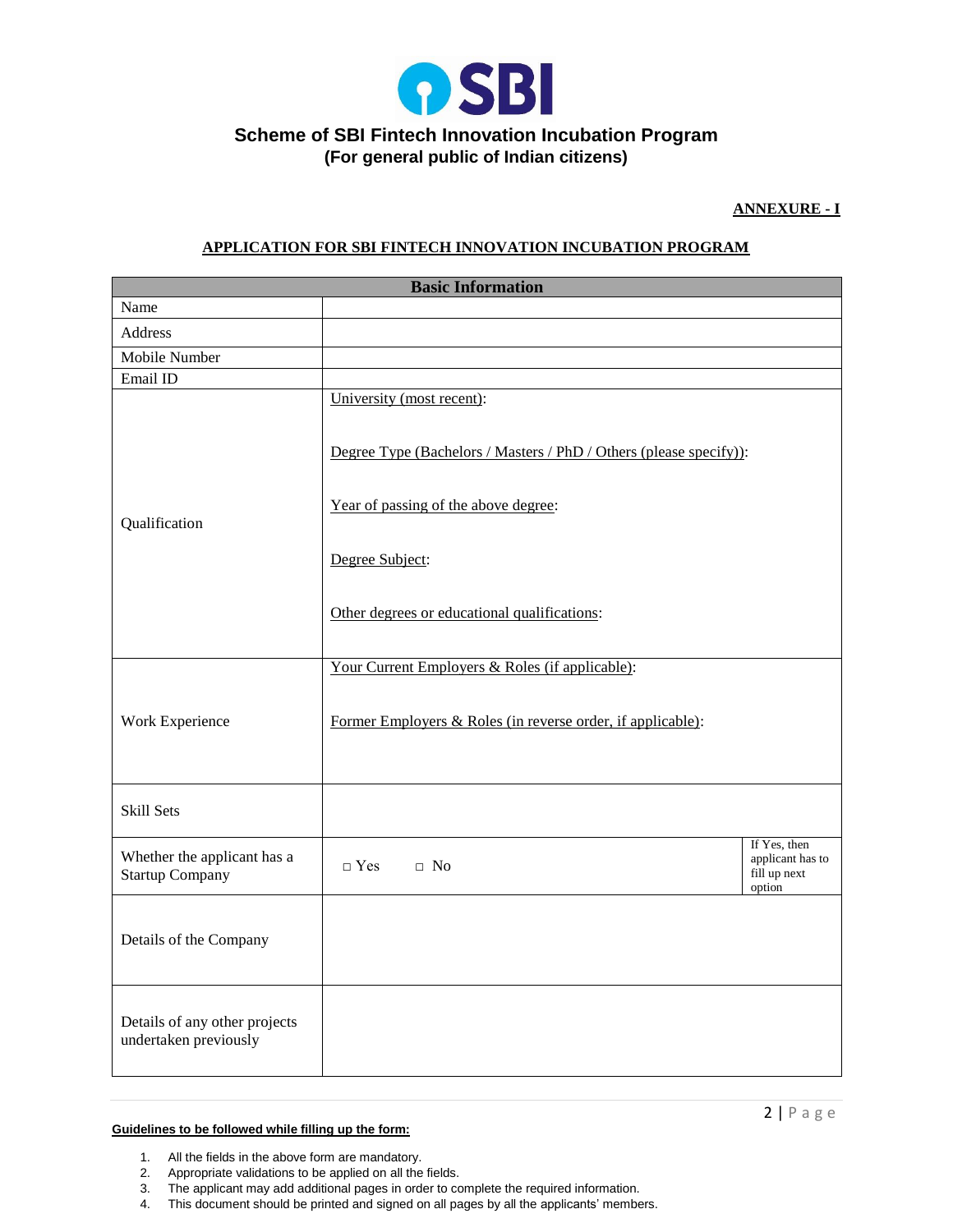SBI

## Scheme of SBI Fintech Innovation Incubation Program
## (For general public of Indian citizens)

**ANNEXURE - I**

**APPLICATION FOR SBI FINTECH INNOVATION INCUBATION PROGRAM**

| Basic Information | | |
|---|---|---|
| Name | | |
| Address | | |
| Mobile Number | | |
| Email ID | | |
| Qualification | University (most recent):<br><br>Degree Type (Bachelors / Masters / PhD / Others (please specify)):<br><br>Year of passing of the above degree:<br><br>Degree Subject:<br><br>Other degrees or educational qualifications: | |
| Work Experience | Your Current Employers & Roles (if applicable):<br><br>Former Employers & Roles (in reverse order, if applicable): | |
| Skill Sets | | |
| Whether the applicant has a Startup Company | □ Yes □ No | If Yes, then applicant has to fill up next option |
| Details of the Company | | |
| Details of any other projects undertaken previously | | |

**Guidelines to be followed while filling up the form:**

1. All the fields in the above form are mandatory.
2. Appropriate validations to be applied on all the fields.
3. The applicant may add additional pages in order to complete the required information.
4. This document should be printed and signed on all pages by all the applicants' members.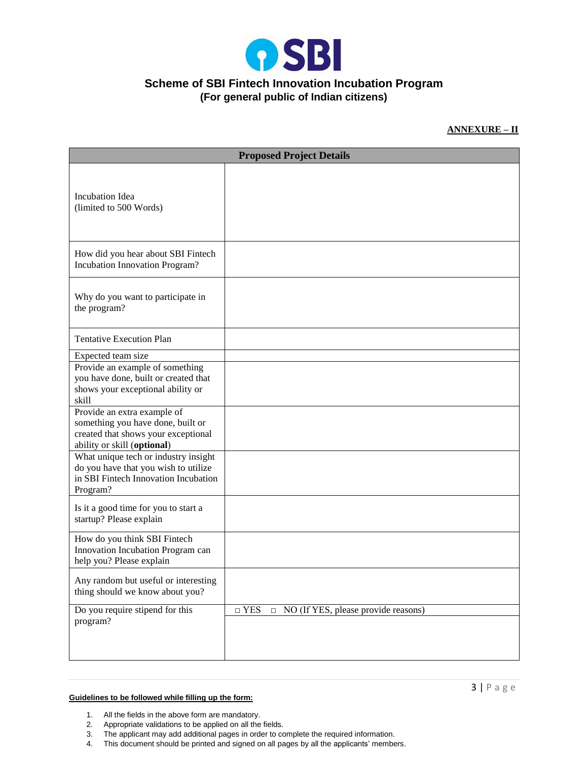# Scheme of SBI Fintech Innovation Incubation Program

## (For general public of Indian citizens)

**ANNEXURE – II**

| Proposed Project Details | |
|---|---|
| Incubation Idea (limited to 500 Words) | |
| How did you hear about SBI Fintech Incubation Innovation Program? | |
| Why do you want to participate in the program? | |
| Tentative Execution Plan | |
| Expected team size | |
| Provide an example of something you have done, built or created that shows your exceptional ability or skill | |
| Provide an extra example of something you have done, built or created that shows your exceptional ability or skill (**optional**) | |
| What unique tech or industry insight do you have that you wish to utilize in SBI Fintech Innovation Incubation Program? | |
| Is it a good time for you to start a startup? Please explain | |
| How do you think SBI Fintech Innovation Incubation Program can help you? Please explain | |
| Any random but useful or interesting thing should we know about you? | |
| Do you require stipend for this program? | □ YES □ NO (If YES, please provide reasons) |

**Guidelines to be followed while filling up the form:**

1. All the fields in the above form are mandatory.
2. Appropriate validations to be applied on all the fields.
3. The applicant may add additional pages in order to complete the required information.
4. This document should be printed and signed on all pages by all the applicants' members.